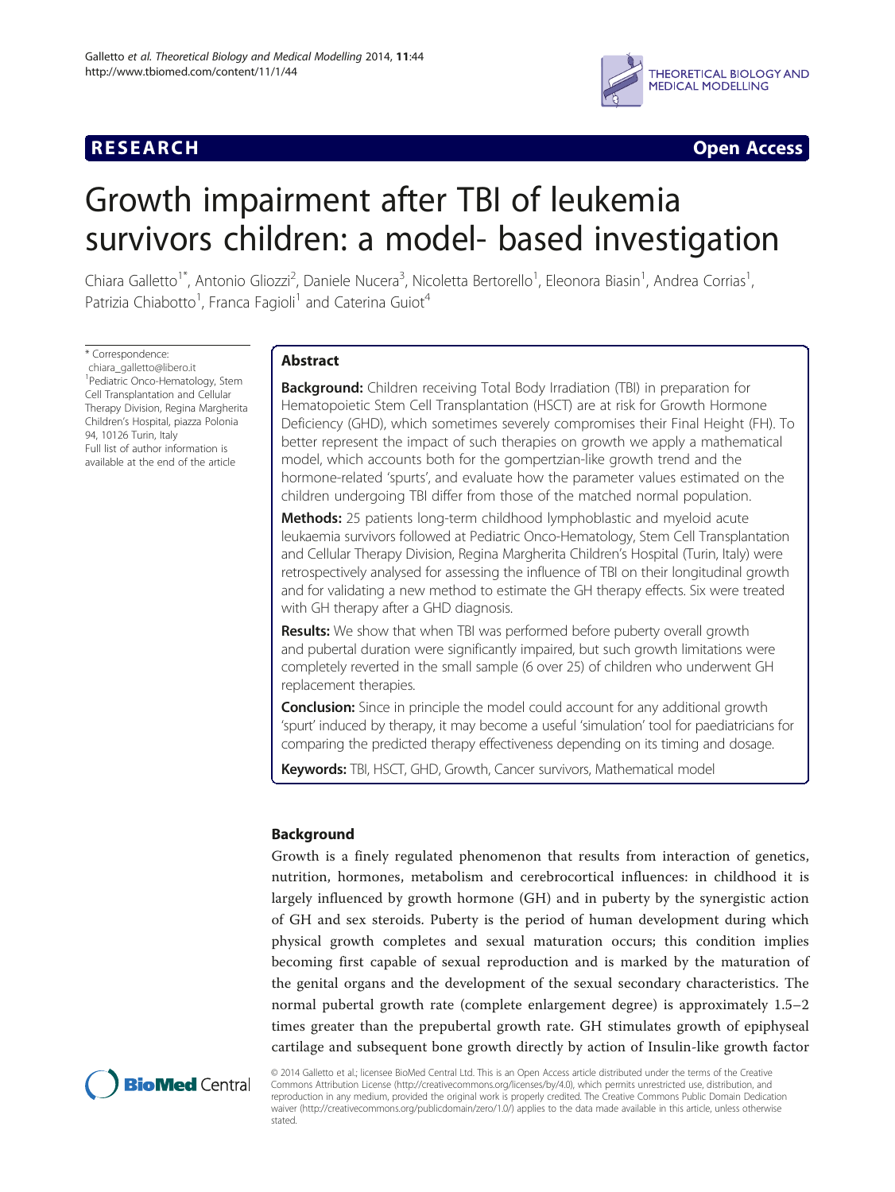**RESEARCH** **Open Access**

# Growth impairment after TBI of leukemia survivors children: a model- based investigation

Chiara Galletto[1*], Antonio Gliozzi[2], Daniele Nucera[3], Nicoletta Bertorello[1], Eleonora Biasin[1], Andrea Corrias[1], Patrizia Chiabotto[1], Franca Fagioli[1] and Caterina Guiot[4]

\* Correspondence: chiara_galletto@libero.it
[1]Pediatric Onco-Hematology, Stem Cell Transplantation and Cellular Therapy Division, Regina Margherita Children's Hospital, piazza Polonia 94, 10126 Turin, Italy
Full list of author information is available at the end of the article

## Abstract

**Background:** Children receiving Total Body Irradiation (TBI) in preparation for Hematopoietic Stem Cell Transplantation (HSCT) are at risk for Growth Hormone Deficiency (GHD), which sometimes severely compromises their Final Height (FH). To better represent the impact of such therapies on growth we apply a mathematical model, which accounts both for the gompertzian-like growth trend and the hormone-related 'spurts', and evaluate how the parameter values estimated on the children undergoing TBI differ from those of the matched normal population.

**Methods:** 25 patients long-term childhood lymphoblastic and myeloid acute leukaemia survivors followed at Pediatric Onco-Hematology, Stem Cell Transplantation and Cellular Therapy Division, Regina Margherita Children's Hospital (Turin, Italy) were retrospectively analysed for assessing the influence of TBI on their longitudinal growth and for validating a new method to estimate the GH therapy effects. Six were treated with GH therapy after a GHD diagnosis.

**Results:** We show that when TBI was performed before puberty overall growth and pubertal duration were significantly impaired, but such growth limitations were completely reverted in the small sample (6 over 25) of children who underwent GH replacement therapies.

**Conclusion:** Since in principle the model could account for any additional growth 'spurt' induced by therapy, it may become a useful 'simulation' tool for paediatricians for comparing the predicted therapy effectiveness depending on its timing and dosage.

**Keywords:** TBI, HSCT, GHD, Growth, Cancer survivors, Mathematical model

## Background

Growth is a finely regulated phenomenon that results from interaction of genetics, nutrition, hormones, metabolism and cerebrocortical influences: in childhood it is largely influenced by growth hormone (GH) and in puberty by the synergistic action of GH and sex steroids. Puberty is the period of human development during which physical growth completes and sexual maturation occurs; this condition implies becoming first capable of sexual reproduction and is marked by the maturation of the genital organs and the development of the sexual secondary characteristics. The normal pubertal growth rate (complete enlargement degree) is approximately 1.5–2 times greater than the prepubertal growth rate. GH stimulates growth of epiphyseal cartilage and subsequent bone growth directly by action of Insulin-like growth factor

© 2014 Galletto et al.; licensee BioMed Central Ltd. This is an Open Access article distributed under the terms of the Creative Commons Attribution License (http://creativecommons.org/licenses/by/4.0), which permits unrestricted use, distribution, and reproduction in any medium, provided the original work is properly credited. The Creative Commons Public Domain Dedication waiver (http://creativecommons.org/publicdomain/zero/1.0/) applies to the data made available in this article, unless otherwise stated.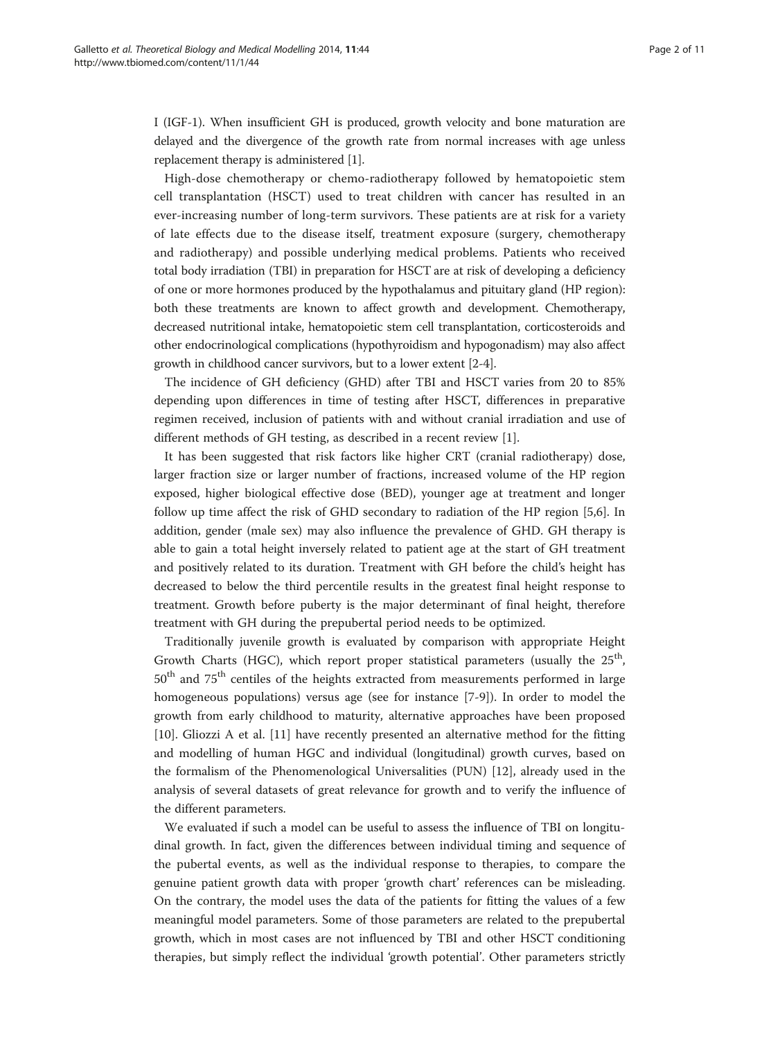I (IGF-1). When insufficient GH is produced, growth velocity and bone maturation are delayed and the divergence of the growth rate from normal increases with age unless replacement therapy is administered [1].

High-dose chemotherapy or chemo-radiotherapy followed by hematopoietic stem cell transplantation (HSCT) used to treat children with cancer has resulted in an ever-increasing number of long-term survivors. These patients are at risk for a variety of late effects due to the disease itself, treatment exposure (surgery, chemotherapy and radiotherapy) and possible underlying medical problems. Patients who received total body irradiation (TBI) in preparation for HSCT are at risk of developing a deficiency of one or more hormones produced by the hypothalamus and pituitary gland (HP region): both these treatments are known to affect growth and development. Chemotherapy, decreased nutritional intake, hematopoietic stem cell transplantation, corticosteroids and other endocrinological complications (hypothyroidism and hypogonadism) may also affect growth in childhood cancer survivors, but to a lower extent [2-4].

The incidence of GH deficiency (GHD) after TBI and HSCT varies from 20 to 85% depending upon differences in time of testing after HSCT, differences in preparative regimen received, inclusion of patients with and without cranial irradiation and use of different methods of GH testing, as described in a recent review [1].

It has been suggested that risk factors like higher CRT (cranial radiotherapy) dose, larger fraction size or larger number of fractions, increased volume of the HP region exposed, higher biological effective dose (BED), younger age at treatment and longer follow up time affect the risk of GHD secondary to radiation of the HP region [5,6]. In addition, gender (male sex) may also influence the prevalence of GHD. GH therapy is able to gain a total height inversely related to patient age at the start of GH treatment and positively related to its duration. Treatment with GH before the child's height has decreased to below the third percentile results in the greatest final height response to treatment. Growth before puberty is the major determinant of final height, therefore treatment with GH during the prepubertal period needs to be optimized.

Traditionally juvenile growth is evaluated by comparison with appropriate Height Growth Charts (HGC), which report proper statistical parameters (usually the 25th, 50th and 75th centiles of the heights extracted from measurements performed in large homogeneous populations) versus age (see for instance [7-9]). In order to model the growth from early childhood to maturity, alternative approaches have been proposed [10]. Gliozzi A et al. [11] have recently presented an alternative method for the fitting and modelling of human HGC and individual (longitudinal) growth curves, based on the formalism of the Phenomenological Universalities (PUN) [12], already used in the analysis of several datasets of great relevance for growth and to verify the influence of the different parameters.

We evaluated if such a model can be useful to assess the influence of TBI on longitudinal growth. In fact, given the differences between individual timing and sequence of the pubertal events, as well as the individual response to therapies, to compare the genuine patient growth data with proper 'growth chart' references can be misleading. On the contrary, the model uses the data of the patients for fitting the values of a few meaningful model parameters. Some of those parameters are related to the prepubertal growth, which in most cases are not influenced by TBI and other HSCT conditioning therapies, but simply reflect the individual 'growth potential'. Other parameters strictly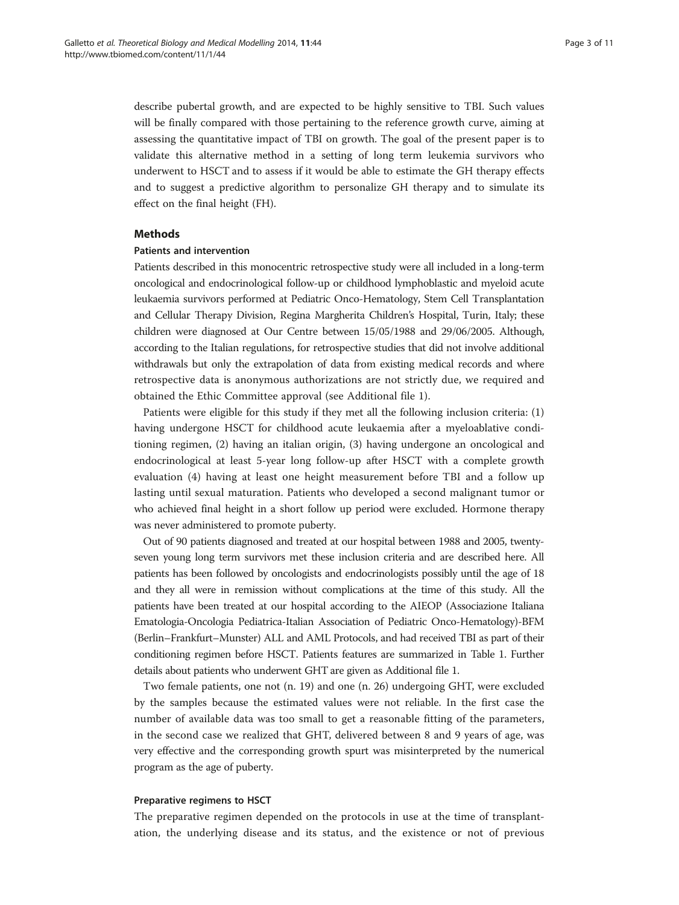describe pubertal growth, and are expected to be highly sensitive to TBI. Such values will be finally compared with those pertaining to the reference growth curve, aiming at assessing the quantitative impact of TBI on growth. The goal of the present paper is to validate this alternative method in a setting of long term leukemia survivors who underwent to HSCT and to assess if it would be able to estimate the GH therapy effects and to suggest a predictive algorithm to personalize GH therapy and to simulate its effect on the final height (FH).

## Methods

### Patients and intervention

Patients described in this monocentric retrospective study were all included in a long-term oncological and endocrinological follow-up or childhood lymphoblastic and myeloid acute leukaemia survivors performed at Pediatric Onco-Hematology, Stem Cell Transplantation and Cellular Therapy Division, Regina Margherita Children's Hospital, Turin, Italy; these children were diagnosed at Our Centre between 15/05/1988 and 29/06/2005. Although, according to the Italian regulations, for retrospective studies that did not involve additional withdrawals but only the extrapolation of data from existing medical records and where retrospective data is anonymous authorizations are not strictly due, we required and obtained the Ethic Committee approval (see Additional file 1).

Patients were eligible for this study if they met all the following inclusion criteria: (1) having undergone HSCT for childhood acute leukaemia after a myeloablative conditioning regimen, (2) having an italian origin, (3) having undergone an oncological and endocrinological at least 5-year long follow-up after HSCT with a complete growth evaluation (4) having at least one height measurement before TBI and a follow up lasting until sexual maturation. Patients who developed a second malignant tumor or who achieved final height in a short follow up period were excluded. Hormone therapy was never administered to promote puberty.

Out of 90 patients diagnosed and treated at our hospital between 1988 and 2005, twenty-seven young long term survivors met these inclusion criteria and are described here. All patients has been followed by oncologists and endocrinologists possibly until the age of 18 and they all were in remission without complications at the time of this study. All the patients have been treated at our hospital according to the AIEOP (Associazione Italiana Ematologia-Oncologia Pediatrica-Italian Association of Pediatric Onco-Hematology)-BFM (Berlin–Frankfurt–Munster) ALL and AML Protocols, and had received TBI as part of their conditioning regimen before HSCT. Patients features are summarized in Table 1. Further details about patients who underwent GHT are given as Additional file 1.

Two female patients, one not (n. 19) and one (n. 26) undergoing GHT, were excluded by the samples because the estimated values were not reliable. In the first case the number of available data was too small to get a reasonable fitting of the parameters, in the second case we realized that GHT, delivered between 8 and 9 years of age, was very effective and the corresponding growth spurt was misinterpreted by the numerical program as the age of puberty.

### Preparative regimens to HSCT

The preparative regimen depended on the protocols in use at the time of transplantation, the underlying disease and its status, and the existence or not of previous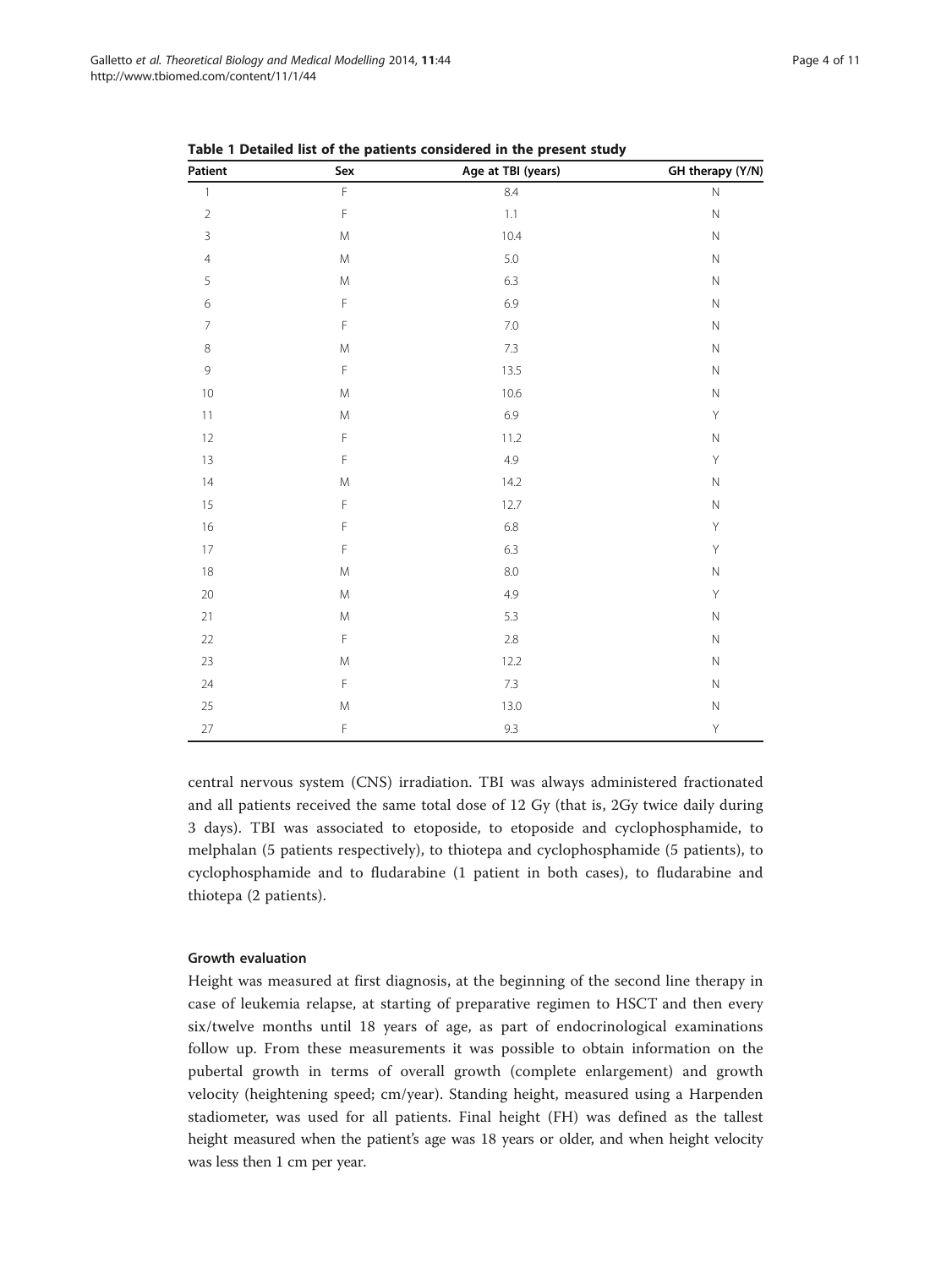**Table 1 Detailed list of the patients considered in the present study**

| Patient | Sex | Age at TBI (years) | GH therapy (Y/N) |
| --- | --- | --- | --- |
| 1 | F | 8.4 | N |
| 2 | F | 1.1 | N |
| 3 | M | 10.4 | N |
| 4 | M | 5.0 | N |
| 5 | M | 6.3 | N |
| 6 | F | 6.9 | N |
| 7 | F | 7.0 | N |
| 8 | M | 7.3 | N |
| 9 | F | 13.5 | N |
| 10 | M | 10.6 | N |
| 11 | M | 6.9 | Y |
| 12 | F | 11.2 | N |
| 13 | F | 4.9 | Y |
| 14 | M | 14.2 | N |
| 15 | F | 12.7 | N |
| 16 | F | 6.8 | Y |
| 17 | F | 6.3 | Y |
| 18 | M | 8.0 | N |
| 20 | M | 4.9 | Y |
| 21 | M | 5.3 | N |
| 22 | F | 2.8 | N |
| 23 | M | 12.2 | N |
| 24 | F | 7.3 | N |
| 25 | M | 13.0 | N |
| 27 | F | 9.3 | Y |

central nervous system (CNS) irradiation. TBI was always administered fractionated and all patients received the same total dose of 12 Gy (that is, 2Gy twice daily during 3 days). TBI was associated to etoposide, to etoposide and cyclophosphamide, to melphalan (5 patients respectively), to thiotepa and cyclophosphamide (5 patients), to cyclophosphamide and to fludarabine (1 patient in both cases), to fludarabine and thiotepa (2 patients).

#### Growth evaluation

Height was measured at first diagnosis, at the beginning of the second line therapy in case of leukemia relapse, at starting of preparative regimen to HSCT and then every six/twelve months until 18 years of age, as part of endocrinological examinations follow up. From these measurements it was possible to obtain information on the pubertal growth in terms of overall growth (complete enlargement) and growth velocity (heightening speed; cm/year). Standing height, measured using a Harpenden stadiometer, was used for all patients. Final height (FH) was defined as the tallest height measured when the patient's age was 18 years or older, and when height velocity was less then 1 cm per year.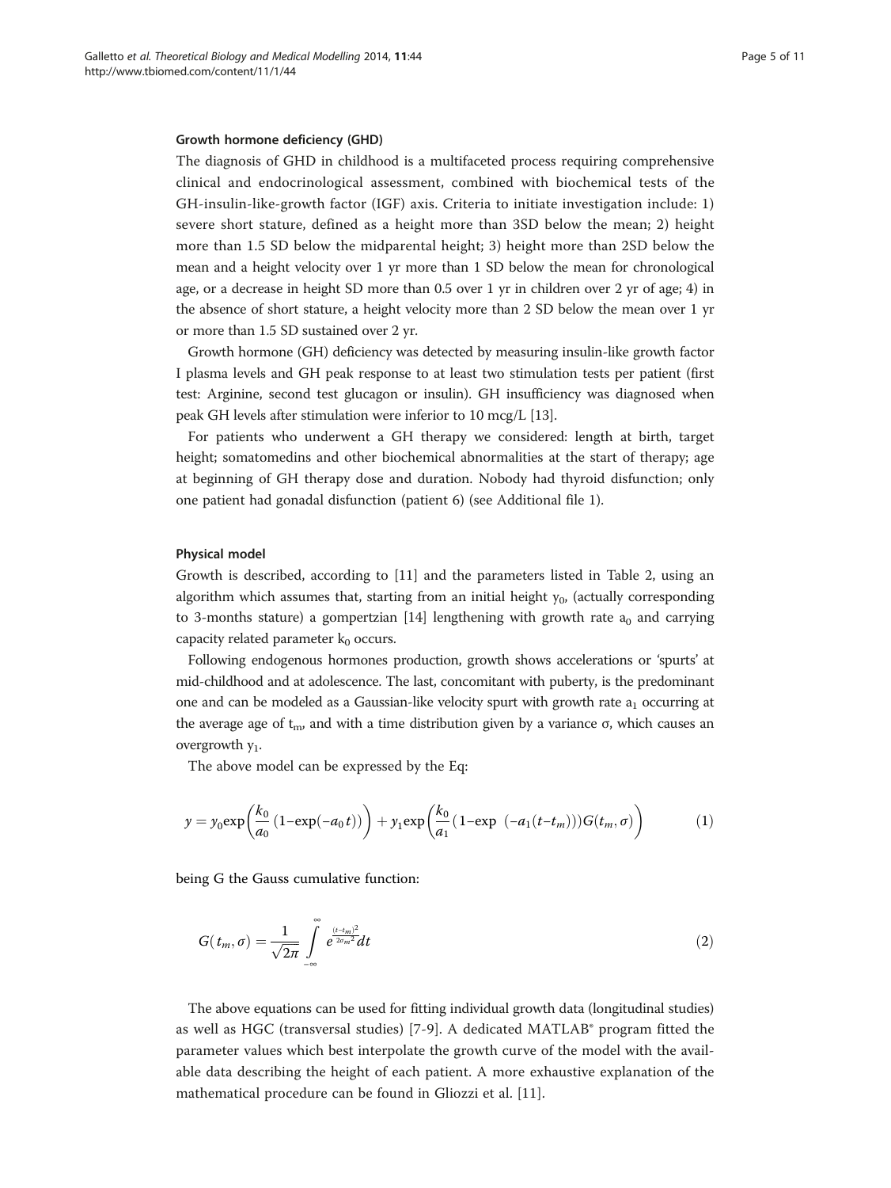#### Growth hormone deficiency (GHD)

The diagnosis of GHD in childhood is a multifaceted process requiring comprehensive clinical and endocrinological assessment, combined with biochemical tests of the GH-insulin-like-growth factor (IGF) axis. Criteria to initiate investigation include: 1) severe short stature, defined as a height more than 3SD below the mean; 2) height more than 1.5 SD below the midparental height; 3) height more than 2SD below the mean and a height velocity over 1 yr more than 1 SD below the mean for chronological age, or a decrease in height SD more than 0.5 over 1 yr in children over 2 yr of age; 4) in the absence of short stature, a height velocity more than 2 SD below the mean over 1 yr or more than 1.5 SD sustained over 2 yr.

Growth hormone (GH) deficiency was detected by measuring insulin-like growth factor I plasma levels and GH peak response to at least two stimulation tests per patient (first test: Arginine, second test glucagon or insulin). GH insufficiency was diagnosed when peak GH levels after stimulation were inferior to 10 mcg/L [13].

For patients who underwent a GH therapy we considered: length at birth, target height; somatomedins and other biochemical abnormalities at the start of therapy; age at beginning of GH therapy dose and duration. Nobody had thyroid disfunction; only one patient had gonadal disfunction (patient 6) (see Additional file 1).

#### Physical model

Growth is described, according to [11] and the parameters listed in Table 2, using an algorithm which assumes that, starting from an initial height $y_0$, (actually corresponding to 3-months stature) a gompertzian [14] lengthening with growth rate $a_0$ and carrying capacity related parameter $k_0$ occurs.

Following endogenous hormones production, growth shows accelerations or 'spurts' at mid-childhood and at adolescence. The last, concomitant with puberty, is the predominant one and can be modeled as a Gaussian-like velocity spurt with growth rate $a_1$ occurring at the average age of $t_m$, and with a time distribution given by a variance σ, which causes an overgrowth $y_1$.

The above model can be expressed by the Eq:

$$y = y_0 \exp\left(\frac{k_0}{a_0}\left(1 - \exp(-a_0 t)\right)\right) + y_1 \exp\left(\frac{k_0}{a_1}\left(1 - \exp\ \left(-a_1 (t - t_m)\right)\right) G(t_m, \sigma)\right) \tag{1}$$

being G the Gauss cumulative function:

$$G(t_m, \sigma) = \frac{1}{\sqrt{2\pi}} \int_{-\infty}^{\infty} e^{\frac{(t-t_m)^2}{2\sigma_m^2}} dt \tag{2}$$

The above equations can be used for fitting individual growth data (longitudinal studies) as well as HGC (transversal studies) [7-9]. A dedicated MATLAB® program fitted the parameter values which best interpolate the growth curve of the model with the available data describing the height of each patient. A more exhaustive explanation of the mathematical procedure can be found in Gliozzi et al. [11].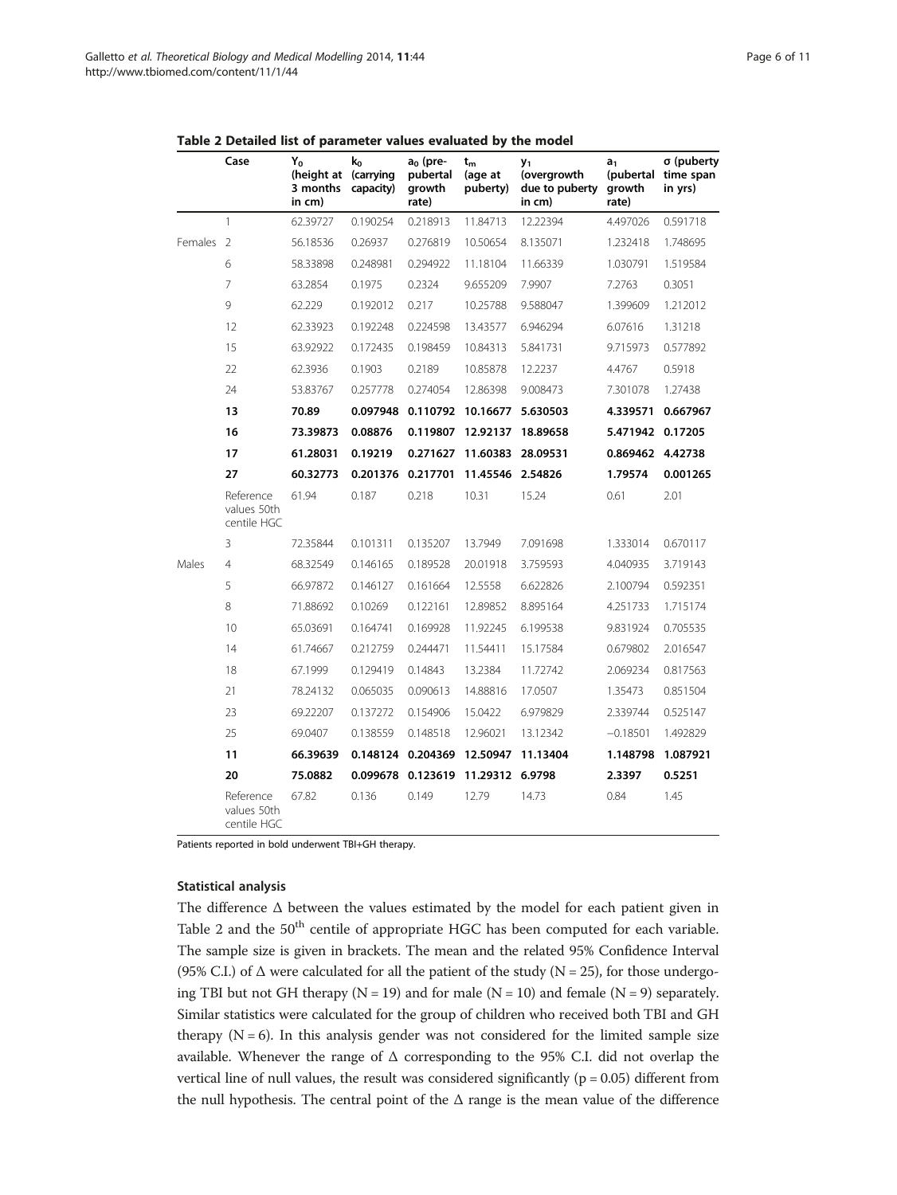**Table 2 Detailed list of parameter values evaluated by the model**

| | Case | $Y_0$ (height at 3 months in cm) | $k_0$ (carrying capacity) | $a_0$ (pre-pubertal growth rate) | $t_m$ (age at puberty) | $y_1$ (overgrowth due to puberty in cm) | $a_1$ (pubertal growth rate) | σ (puberty time span in yrs) |
|---|---|---|---|---|---|---|---|---|
| | 1 | 62.39727 | 0.190254 | 0.218913 | 11.84713 | 12.22394 | 4.497026 | 0.591718 |
| Females | 2 | 56.18536 | 0.26937 | 0.276819 | 10.50654 | 8.135071 | 1.232418 | 1.748695 |
| | 6 | 58.33898 | 0.248981 | 0.294922 | 11.18104 | 11.66339 | 1.030791 | 1.519584 |
| | 7 | 63.2854 | 0.1975 | 0.2324 | 9.655209 | 7.9907 | 7.2763 | 0.3051 |
| | 9 | 62.229 | 0.192012 | 0.217 | 10.25788 | 9.588047 | 1.399609 | 1.212012 |
| | 12 | 62.33923 | 0.192248 | 0.224598 | 13.43577 | 6.946294 | 6.07616 | 1.31218 |
| | 15 | 63.92922 | 0.172435 | 0.198459 | 10.84313 | 5.841731 | 9.715973 | 0.577892 |
| | 22 | 62.3936 | 0.1903 | 0.2189 | 10.85878 | 12.2237 | 4.4767 | 0.5918 |
| | 24 | 53.83767 | 0.257778 | 0.274054 | 12.86398 | 9.008473 | 7.301078 | 1.27438 |
| | **13** | **70.89** | **0.097948** | **0.110792** | **10.16677** | **5.630503** | **4.339571** | **0.667967** |
| | **16** | **73.39873** | **0.08876** | **0.119807** | **12.92137** | **18.89658** | **5.471942** | **0.17205** |
| | **17** | **61.28031** | **0.19219** | **0.271627** | **11.60383** | **28.09531** | **0.869462** | **4.42738** |
| | **27** | **60.32773** | **0.201376** | **0.217701** | **11.45546** | **2.54826** | **1.79574** | **0.001265** |
| | Reference values 50th centile HGC | 61.94 | 0.187 | 0.218 | 10.31 | 15.24 | 0.61 | 2.01 |
| | 3 | 72.35844 | 0.101311 | 0.135207 | 13.7949 | 7.091698 | 1.333014 | 0.670117 |
| Males | 4 | 68.32549 | 0.146165 | 0.189528 | 20.01918 | 3.759593 | 4.040935 | 3.719143 |
| | 5 | 66.97872 | 0.146127 | 0.161664 | 12.5558 | 6.622826 | 2.100794 | 0.592351 |
| | 8 | 71.88692 | 0.10269 | 0.122161 | 12.89852 | 8.895164 | 4.251733 | 1.715174 |
| | 10 | 65.03691 | 0.164741 | 0.169928 | 11.92245 | 6.199538 | 9.831924 | 0.705535 |
| | 14 | 61.74667 | 0.212759 | 0.244471 | 11.54411 | 15.17584 | 0.679802 | 2.016547 |
| | 18 | 67.1999 | 0.129419 | 0.14843 | 13.2384 | 11.72742 | 2.069234 | 0.817563 |
| | 21 | 78.24132 | 0.065035 | 0.090613 | 14.88816 | 17.0507 | 1.35473 | 0.851504 |
| | 23 | 69.22207 | 0.137272 | 0.154906 | 15.0422 | 6.979829 | 2.339744 | 0.525147 |
| | 25 | 69.0407 | 0.138559 | 0.148518 | 12.96021 | 13.12342 | −0.18501 | 1.492829 |
| | **11** | **66.39639** | **0.148124** | **0.204369** | **12.50947** | **11.13404** | **1.148798** | **1.087921** |
| | **20** | **75.0882** | **0.099678** | **0.123619** | **11.29312** | **6.9798** | **2.3397** | **0.5251** |
| | Reference values 50th centile HGC | 67.82 | 0.136 | 0.149 | 12.79 | 14.73 | 0.84 | 1.45 |

Patients reported in bold underwent TBI+GH therapy.

### Statistical analysis

The difference Δ between the values estimated by the model for each patient given in Table 2 and the 50th centile of appropriate HGC has been computed for each variable. The sample size is given in brackets. The mean and the related 95% Confidence Interval (95% C.I.) of Δ were calculated for all the patient of the study (N = 25), for those undergoing TBI but not GH therapy (N = 19) and for male (N = 10) and female (N = 9) separately. Similar statistics were calculated for the group of children who received both TBI and GH therapy (N = 6). In this analysis gender was not considered for the limited sample size available. Whenever the range of Δ corresponding to the 95% C.I. did not overlap the vertical line of null values, the result was considered significantly ($p = 0.05$) different from the null hypothesis. The central point of the Δ range is the mean value of the difference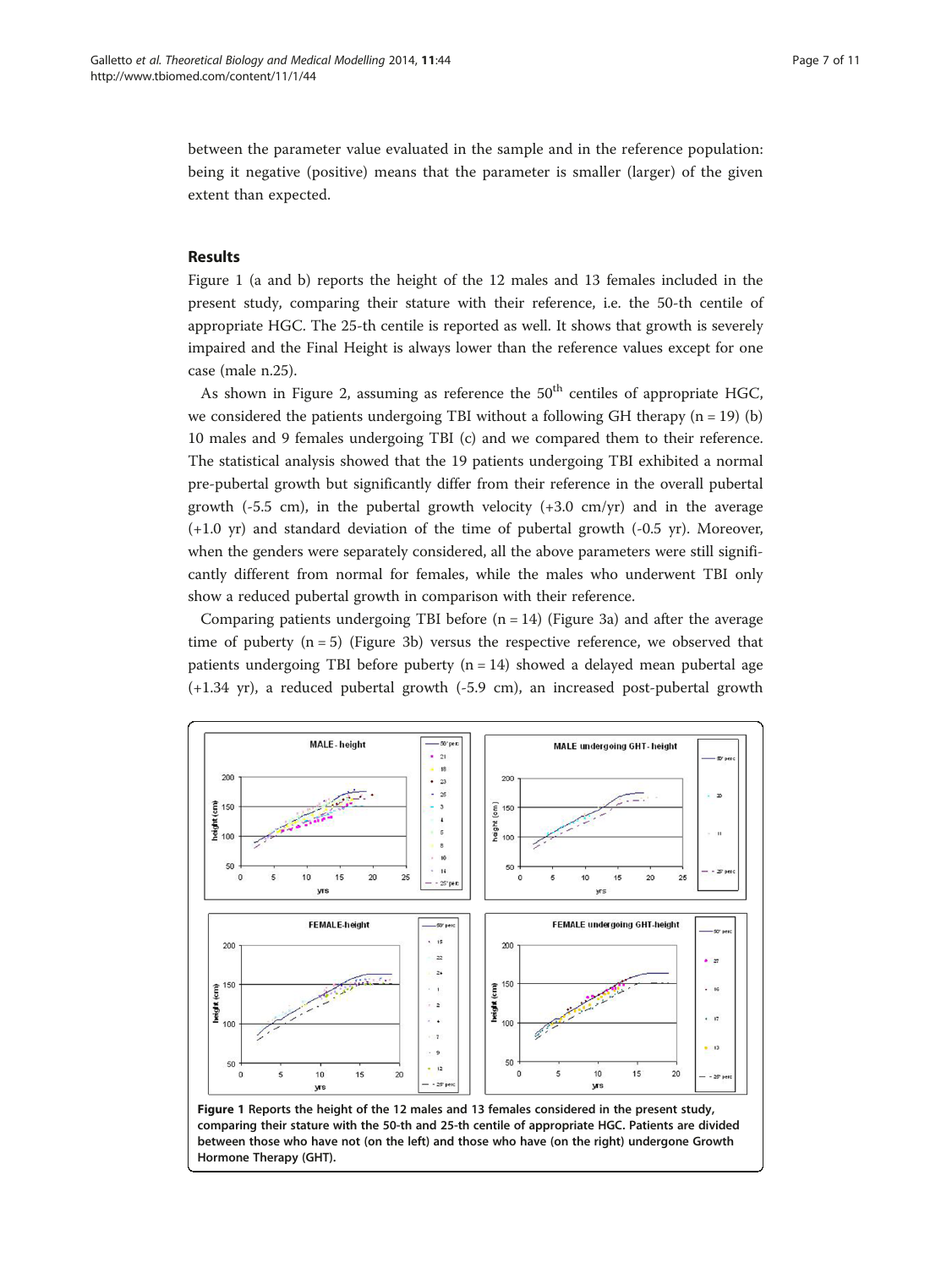between the parameter value evaluated in the sample and in the reference population: being it negative (positive) means that the parameter is smaller (larger) of the given extent than expected.

## Results

Figure 1 (a and b) reports the height of the 12 males and 13 females included in the present study, comparing their stature with their reference, i.e. the 50-th centile of appropriate HGC. The 25-th centile is reported as well. It shows that growth is severely impaired and the Final Height is always lower than the reference values except for one case (male n.25).

As shown in Figure 2, assuming as reference the 50[th] centiles of appropriate HGC, we considered the patients undergoing TBI without a following GH therapy (n = 19) (b) 10 males and 9 females undergoing TBI (c) and we compared them to their reference. The statistical analysis showed that the 19 patients undergoing TBI exhibited a normal pre-pubertal growth but significantly differ from their reference in the overall pubertal growth (-5.5 cm), in the pubertal growth velocity (+3.0 cm/yr) and in the average (+1.0 yr) and standard deviation of the time of pubertal growth (-0.5 yr). Moreover, when the genders were separately considered, all the above parameters were still significantly different from normal for females, while the males who underwent TBI only show a reduced pubertal growth in comparison with their reference.

Comparing patients undergoing TBI before (n = 14) (Figure 3a) and after the average time of puberty (n = 5) (Figure 3b) versus the respective reference, we observed that patients undergoing TBI before puberty (n = 14) showed a delayed mean pubertal age (+1.34 yr), a reduced pubertal growth (-5.9 cm), an increased post-pubertal growth

**Figure 1 Reports the height of the 12 males and 13 females considered in the present study, comparing their stature with the 50-th and 25-th centile of appropriate HGC. Patients are divided between those who have not (on the left) and those who have (on the right) undergone Growth Hormone Therapy (GHT).**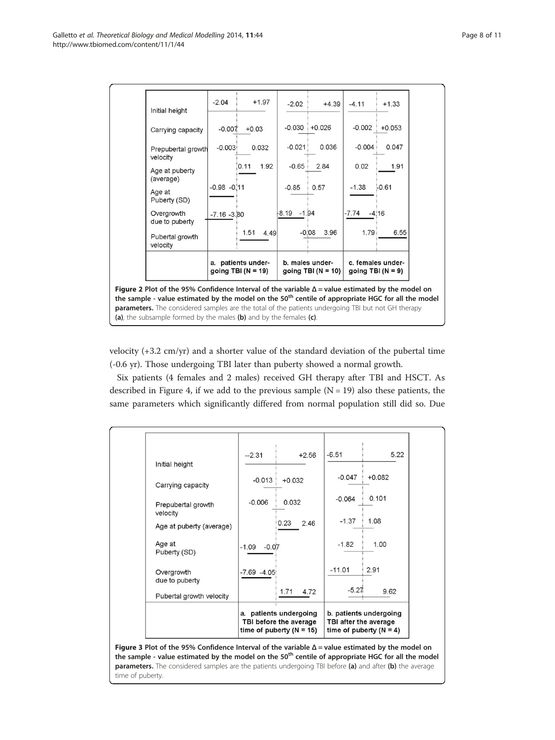| | -2.04 / +1.97 | -2.02 / +4.39 | -4.11 / +1.33 |
|---|---|---|---|
| Initial height | -2.04 +1.97 | -2.02 +4.39 | -4.11 +1.33 |
| Carrying capacity | -0.007 +0.03 | -0.030 +0.026 | -0.002 +0.053 |
| Prepubertal growth velocity | -0.003 0.032 | -0.021 0.036 | -0.004 0.047 |
| Age at puberty (average) | 0.11 1.92 | -0.65 2.84 | 0.02 1.91 |
| Age at Puberty (SD) | -0.98 -0.11 | -0.85 0.57 | -1.38 -0.61 |
| Overgrowth due to puberty | -7.16 -3.80 | -8.19 -1.94 | -7.74 -4.16 |
| Pubertal growth velocity | 1.51 4.49 | -0.08 3.96 | 1.79 6.55 |
| | a. patients undergoing TBI (N = 19) | b. males undergoing TBI (N = 10) | c. females undergoing TBI (N = 9) |

**Figure 2 Plot of the 95% Confidence Interval of the variable Δ = value estimated by the model on the sample - value estimated by the model on the 50th centile of appropriate HGC for all the model parameters.** The considered samples are the total of the patients undergoing TBI but not GH therapy **(a)**, the subsample formed by the males **(b)** and by the females **(c)**.

velocity (+3.2 cm/yr) and a shorter value of the standard deviation of the pubertal time (-0.6 yr). Those undergoing TBI later than puberty showed a normal growth.

Six patients (4 females and 2 males) received GH therapy after TBI and HSCT. As described in Figure 4, if we add to the previous sample (N = 19) also these patients, the same parameters which significantly differed from normal population still did so. Due

| | | |
|---|---|---|
| Initial height | --2.31 +2.56 | -6.51 5.22 |
| Carrying capacity | -0.013 +0.032 | -0.047 +0.082 |
| Prepubertal growth velocity | -0.006 0.032 | -0.064 0.101 |
| Age at puberty (average) | 0.23 2.46 | -1.37 1.08 |
| Age at Puberty (SD) | -1.09 -0.07 | -1.82 1.00 |
| Overgrowth due to puberty | -7.69 -4.05 | -11.01 2.91 |
| Pubertal growth velocity | 1.71 4.72 | -5.27 9.62 |
| | a. patients undergoing TBI before the average time of puberty (N = 15) | b. patients undergoing TBI after the average time of puberty (N = 4) |

**Figure 3 Plot of the 95% Confidence Interval of the variable Δ = value estimated by the model on the sample - value estimated by the model on the 50th centile of appropriate HGC for all the model parameters.** The considered samples are the patients undergoing TBI before **(a)** and after **(b)** the average time of puberty.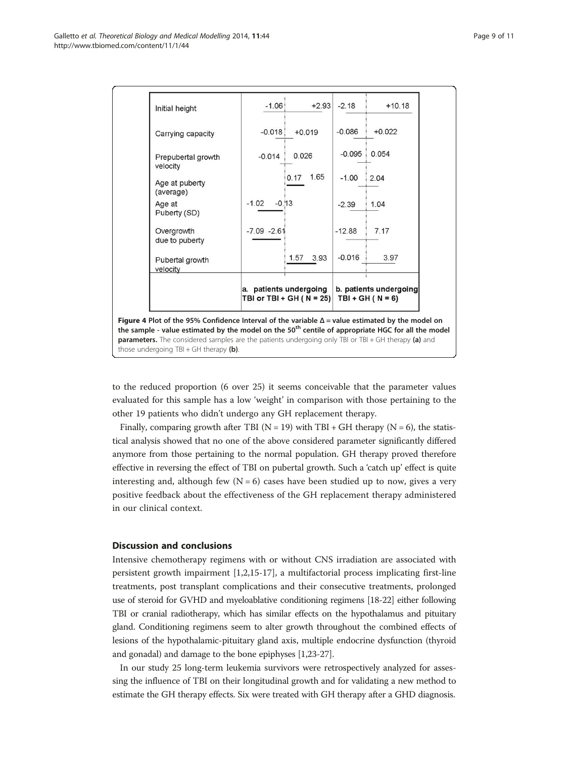| | a. patients undergoing TBI or TBI + GH ( N = 25) | | b. patients undergoing TBI + GH ( N = 6) | |
|---|---|---|---|---|
| Initial height | -1.06 | +2.93 | -2.18 | +10.18 |
| Carrying capacity | -0.018 | +0.019 | -0.086 | +0.022 |
| Prepubertal growth velocity | -0.014 | 0.026 | -0.095 | 0.054 |
| Age at puberty (average) | 0.17 | 1.65 | -1.00 | 2.04 |
| Age at Puberty (SD) | -1.02 | -0.13 | -2.39 | 1.04 |
| Overgrowth due to puberty | -7.09 | -2.61 | -12.88 | 7.17 |
| Pubertal growth velocity | 1.57 | 3.93 | -0.016 | 3.97 |

**Figure 4 Plot of the 95% Confidence Interval of the variable Δ = value estimated by the model on the sample - value estimated by the model on the 50th centile of appropriate HGC for all the model parameters.** The considered samples are the patients undergoing only TBI or TBI + GH therapy **(a)** and those undergoing TBI + GH therapy **(b)**.

to the reduced proportion (6 over 25) it seems conceivable that the parameter values evaluated for this sample has a low 'weight' in comparison with those pertaining to the other 19 patients who didn't undergo any GH replacement therapy.

Finally, comparing growth after TBI (N = 19) with TBI + GH therapy (N = 6), the statistical analysis showed that no one of the above considered parameter significantly differed anymore from those pertaining to the normal population. GH therapy proved therefore effective in reversing the effect of TBI on pubertal growth. Such a 'catch up' effect is quite interesting and, although few (N = 6) cases have been studied up to now, gives a very positive feedback about the effectiveness of the GH replacement therapy administered in our clinical context.

## Discussion and conclusions

Intensive chemotherapy regimens with or without CNS irradiation are associated with persistent growth impairment [1,2,15-17], a multifactorial process implicating first-line treatments, post transplant complications and their consecutive treatments, prolonged use of steroid for GVHD and myeloablative conditioning regimens [18-22] either following TBI or cranial radiotherapy, which has similar effects on the hypothalamus and pituitary gland. Conditioning regimens seem to alter growth throughout the combined effects of lesions of the hypothalamic-pituitary gland axis, multiple endocrine dysfunction (thyroid and gonadal) and damage to the bone epiphyses [1,23-27].

In our study 25 long-term leukemia survivors were retrospectively analyzed for assessing the influence of TBI on their longitudinal growth and for validating a new method to estimate the GH therapy effects. Six were treated with GH therapy after a GHD diagnosis.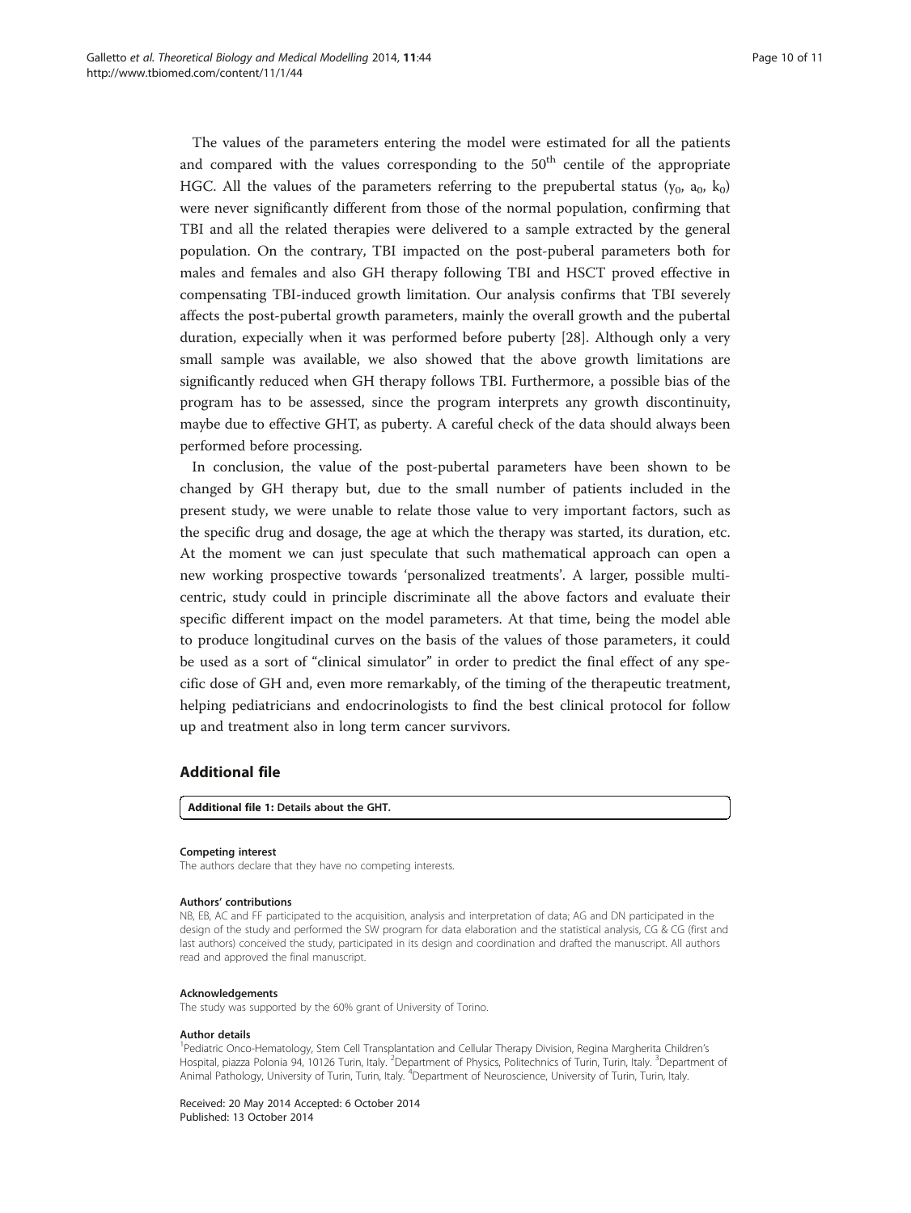The values of the parameters entering the model were estimated for all the patients and compared with the values corresponding to the $50^{th}$ centile of the appropriate HGC. All the values of the parameters referring to the prepubertal status ($y_0$, $a_0$, $k_0$) were never significantly different from those of the normal population, confirming that TBI and all the related therapies were delivered to a sample extracted by the general population. On the contrary, TBI impacted on the post-puberal parameters both for males and females and also GH therapy following TBI and HSCT proved effective in compensating TBI-induced growth limitation. Our analysis confirms that TBI severely affects the post-pubertal growth parameters, mainly the overall growth and the pubertal duration, expecially when it was performed before puberty [28]. Although only a very small sample was available, we also showed that the above growth limitations are significantly reduced when GH therapy follows TBI. Furthermore, a possible bias of the program has to be assessed, since the program interprets any growth discontinuity, maybe due to effective GHT, as puberty. A careful check of the data should always been performed before processing.

In conclusion, the value of the post-pubertal parameters have been shown to be changed by GH therapy but, due to the small number of patients included in the present study, we were unable to relate those value to very important factors, such as the specific drug and dosage, the age at which the therapy was started, its duration, etc. At the moment we can just speculate that such mathematical approach can open a new working prospective towards 'personalized treatments'. A larger, possible multi-centric, study could in principle discriminate all the above factors and evaluate their specific different impact on the model parameters. At that time, being the model able to produce longitudinal curves on the basis of the values of those parameters, it could be used as a sort of "clinical simulator" in order to predict the final effect of any specific dose of GH and, even more remarkably, of the timing of the therapeutic treatment, helping pediatricians and endocrinologists to find the best clinical protocol for follow up and treatment also in long term cancer survivors.

## Additional file

**Additional file 1: Details about the GHT.**

#### Competing interest

The authors declare that they have no competing interests.

#### Authors' contributions

NB, EB, AC and FF participated to the acquisition, analysis and interpretation of data; AG and DN participated in the design of the study and performed the SW program for data elaboration and the statistical analysis, CG & CG (first and last authors) conceived the study, participated in its design and coordination and drafted the manuscript. All authors read and approved the final manuscript.

#### Acknowledgements

The study was supported by the 60% grant of University of Torino.

#### Author details

[1]Pediatric Onco-Hematology, Stem Cell Transplantation and Cellular Therapy Division, Regina Margherita Children's Hospital, piazza Polonia 94, 10126 Turin, Italy. [2]Department of Physics, Politechnics of Turin, Turin, Italy. [3]Department of Animal Pathology, University of Turin, Turin, Italy. [4]Department of Neuroscience, University of Turin, Turin, Italy.

Received: 20 May 2014 Accepted: 6 October 2014
Published: 13 October 2014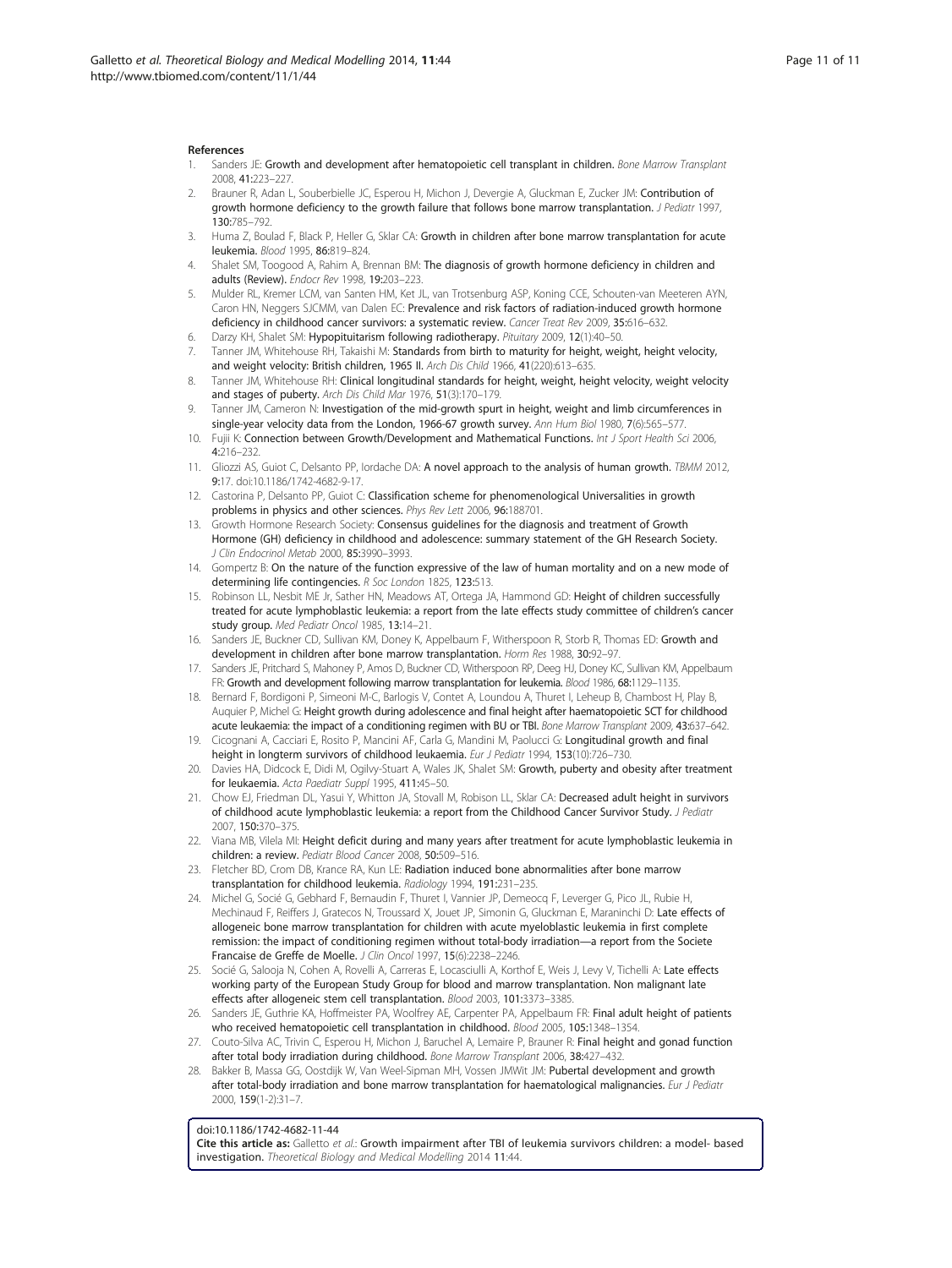### References

1. Sanders JE: **Growth and development after hematopoietic cell transplant in children.** *Bone Marrow Transplant* 2008, **41:**223–227.
2. Brauner R, Adan L, Souberbielle JC, Esperou H, Michon J, Devergie A, Gluckman E, Zucker JM: **Contribution of growth hormone deficiency to the growth failure that follows bone marrow transplantation.** *J Pediatr* 1997, **130:**785–792.
3. Huma Z, Boulad F, Black P, Heller G, Sklar CA: **Growth in children after bone marrow transplantation for acute leukemia.** *Blood* 1995, **86:**819–824.
4. Shalet SM, Toogood A, Rahim A, Brennan BM: **The diagnosis of growth hormone deficiency in children and adults (Review).** *Endocr Rev* 1998, **19:**203–223.
5. Mulder RL, Kremer LCM, van Santen HM, Ket JL, van Trotsenburg ASP, Koning CCE, Schouten-van Meeteren AYN, Caron HN, Neggers SJCMM, van Dalen EC: **Prevalence and risk factors of radiation-induced growth hormone deficiency in childhood cancer survivors: a systematic review.** *Cancer Treat Rev* 2009, **35:**616–632.
6. Darzy KH, Shalet SM: **Hypopituitarism following radiotherapy.** *Pituitary* 2009, **12**(1):40–50.
7. Tanner JM, Whitehouse RH, Takaishi M: **Standards from birth to maturity for height, weight, height velocity, and weight velocity: British children, 1965 II.** *Arch Dis Child* 1966, **41**(220):613–635.
8. Tanner JM, Whitehouse RH: **Clinical longitudinal standards for height, weight, height velocity, weight velocity and stages of puberty.** *Arch Dis Child Mar* 1976, **51**(3):170–179.
9. Tanner JM, Cameron N: **Investigation of the mid-growth spurt in height, weight and limb circumferences in single-year velocity data from the London, 1966-67 growth survey.** *Ann Hum Biol* 1980, **7**(6):565–577.
10. Fujii K: **Connection between Growth/Development and Mathematical Functions.** *Int J Sport Health Sci* 2006, **4:**216–232.
11. Gliozzi AS, Guiot C, Delsanto PP, Iordache DA: **A novel approach to the analysis of human growth.** *TBMM* 2012, **9:**17. doi:10.1186/1742-4682-9-17.
12. Castorina P, Delsanto PP, Guiot C: **Classification scheme for phenomenological Universalities in growth problems in physics and other sciences.** *Phys Rev Lett* 2006, **96:**188701.
13. Growth Hormone Research Society: **Consensus guidelines for the diagnosis and treatment of Growth Hormone (GH) deficiency in childhood and adolescence: summary statement of the GH Research Society.** *J Clin Endocrinol Metab* 2000, **85:**3990–3993.
14. Gompertz B: **On the nature of the function expressive of the law of human mortality and on a new mode of determining life contingencies.** *R Soc London* 1825, **123:**513.
15. Robinson LL, Nesbit ME Jr, Sather HN, Meadows AT, Ortega JA, Hammond GD: **Height of children successfully treated for acute lymphoblastic leukemia: a report from the late effects study committee of children's cancer study group.** *Med Pediatr Oncol* 1985, **13:**14–21.
16. Sanders JE, Buckner CD, Sullivan KM, Doney K, Appelbaum F, Witherspoon R, Storb R, Thomas ED: **Growth and development in children after bone marrow transplantation.** *Horm Res* 1988, **30:**92–97.
17. Sanders JE, Pritchard S, Mahoney P, Amos D, Buckner CD, Witherspoon RP, Deeg HJ, Doney KC, Sullivan KM, Appelbaum FR: **Growth and development following marrow transplantation for leukemia.** *Blood* 1986, **68:**1129–1135.
18. Bernard F, Bordigoni P, Simeoni M-C, Barlogis V, Contet A, Loundou A, Thuret I, Leheup B, Chambost H, Play B, Auquier P, Michel G: **Height growth during adolescence and final height after haematopoietic SCT for childhood acute leukaemia: the impact of a conditioning regimen with BU or TBI.** *Bone Marrow Transplant* 2009, **43:**637–642.
19. Cicognani A, Cacciari E, Rosito P, Mancini AF, Carla G, Mandini M, Paolucci G: **Longitudinal growth and final height in longterm survivors of childhood leukaemia.** *Eur J Pediatr* 1994, **153**(10):726–730.
20. Davies HA, Didcock E, Didi M, Ogilvy-Stuart A, Wales JK, Shalet SM: **Growth, puberty and obesity after treatment for leukaemia.** *Acta Paediatr Suppl* 1995, **411:**45–50.
21. Chow EJ, Friedman DL, Yasui Y, Whitton JA, Stovall M, Robison LL, Sklar CA: **Decreased adult height in survivors of childhood acute lymphoblastic leukemia: a report from the Childhood Cancer Survivor Study.** *J Pediatr* 2007, **150:**370–375.
22. Viana MB, Vilela MI: **Height deficit during and many years after treatment for acute lymphoblastic leukemia in children: a review.** *Pediatr Blood Cancer* 2008, **50:**509–516.
23. Fletcher BD, Crom DB, Krance RA, Kun LE: **Radiation induced bone abnormalities after bone marrow transplantation for childhood leukemia.** *Radiology* 1994, **191:**231–235.
24. Michel G, Socié G, Gebhard F, Bernaudin F, Thuret I, Vannier JP, Demeocq F, Leverger G, Pico JL, Rubie H, Mechinaud F, Reiffers J, Gratecos N, Troussard X, Jouet JP, Simonin G, Gluckman E, Maraninchi D: **Late effects of allogeneic bone marrow transplantation for children with acute myeloblastic leukemia in first complete remission: the impact of conditioning regimen without total-body irradiation—a report from the Societe Francaise de Greffe de Moelle.** *J Clin Oncol* 1997, **15**(6):2238–2246.
25. Socié G, Salooja N, Cohen A, Rovelli A, Carreras E, Locasciulli A, Korthof E, Weis J, Levy V, Tichelli A: **Late effects working party of the European Study Group for blood and marrow transplantation. Non malignant late effects after allogeneic stem cell transplantation.** *Blood* 2003, **101:**3373–3385.
26. Sanders JE, Guthrie KA, Hoffmeister PA, Woolfrey AE, Carpenter PA, Appelbaum FR: **Final adult height of patients who received hematopoietic cell transplantation in childhood.** *Blood* 2005, **105:**1348–1354.
27. Couto-Silva AC, Trivin C, Esperou H, Michon J, Baruchel A, Lemaire P, Brauner R: **Final height and gonad function after total body irradiation during childhood.** *Bone Marrow Transplant* 2006, **38:**427–432.
28. Bakker B, Massa GG, Oostdijk W, Van Weel-Sipman MH, Vossen JMWit JM: **Pubertal development and growth after total-body irradiation and bone marrow transplantation for haematological malignancies.** *Eur J Pediatr* 2000, **159**(1-2):31–7.

doi:10.1186/1742-4682-11-44

**Cite this article as:** Galletto *et al.*: Growth impairment after TBI of leukemia survivors children: a model- based investigation. *Theoretical Biology and Medical Modelling* 2014 **11**:44.